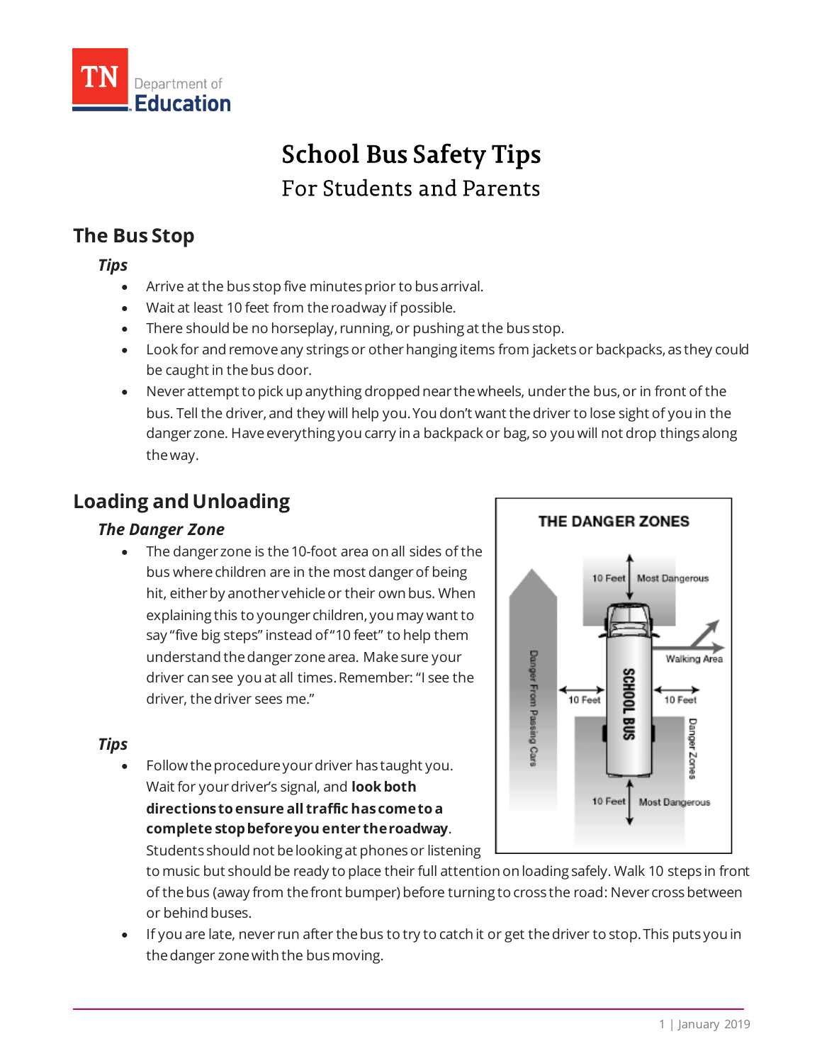# School Bus Safety Tips

For Students and Parents

## The Bus Stop

### *Tips*

- Arrive at the bus stop five minutes prior to bus arrival.
- Wait at least 10 feet from the roadway if possible.
- There should be no horseplay, running, or pushing at the bus stop.
- Look for and remove any strings or other hanging items from jackets or backpacks, as they could be caught in the bus door.
- Never attempt to pick up anything dropped near the wheels, under the bus, or in front of the bus. Tell the driver, and they will help you. You don't want the driver to lose sight of you in the danger zone. Have everything you carry in a backpack or bag, so you will not drop things along the way.

## Loading and Unloading

### *The Danger Zone*

- The danger zone is the 10-foot area on all sides of the bus where children are in the most danger of being hit, either by another vehicle or their own bus. When explaining this to younger children, you may want to say "five big steps" instead of "10 feet" to help them understand the danger zone area. Make sure your driver can see you at all times. Remember: "I see the driver, the driver sees me."

### *Tips*

- Follow the procedure your driver has taught you. Wait for your driver's signal, and **look both directions to ensure all traffic has come to a complete stop before you enter the roadway**. Students should not be looking at phones or listening to music but should be ready to place their full attention on loading safely. Walk 10 steps in front of the bus (away from the front bumper) before turning to cross the road: Never cross between or behind buses.
- If you are late, never run after the bus to try to catch it or get the driver to stop. This puts you in the danger zone with the bus moving.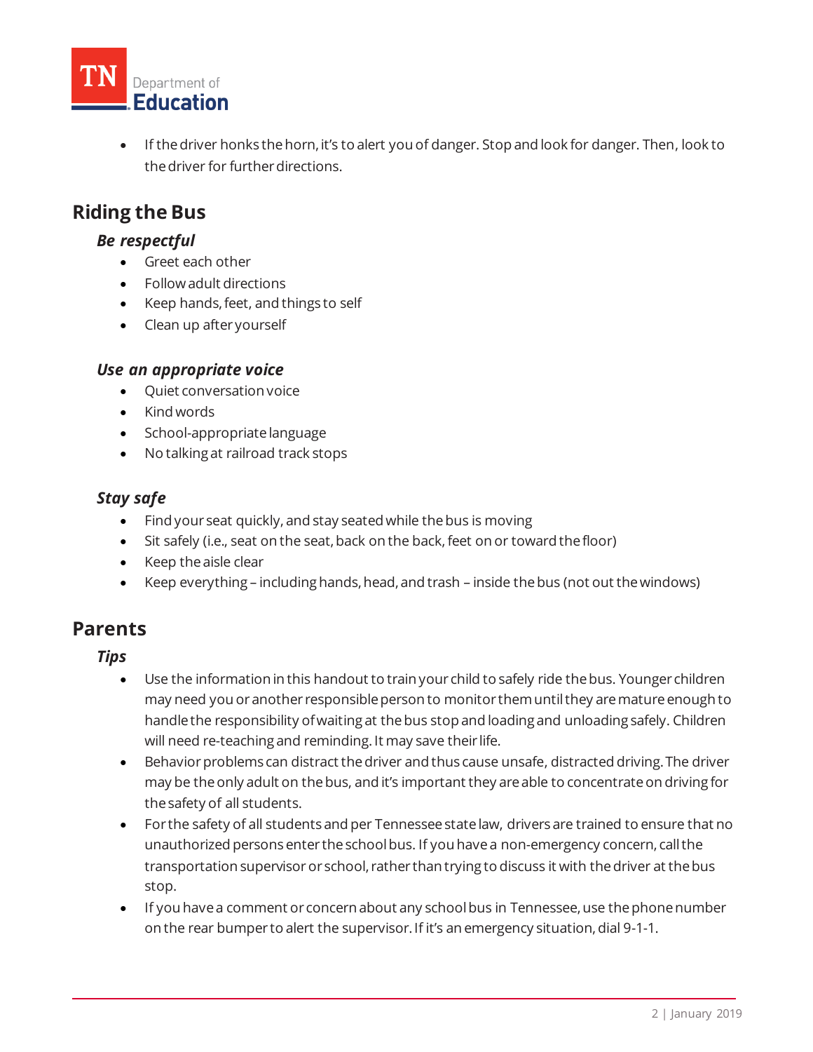- If the driver honks the horn, it's to alert you of danger. Stop and look for danger. Then, look to the driver for further directions.

## Riding the Bus

### *Be respectful*

- Greet each other
- Follow adult directions
- Keep hands, feet, and things to self
- Clean up after yourself

### *Use an appropriate voice*

- Quiet conversation voice
- Kind words
- School-appropriate language
- No talking at railroad track stops

### *Stay safe*

- Find your seat quickly, and stay seated while the bus is moving
- Sit safely (i.e., seat on the seat, back on the back, feet on or toward the floor)
- Keep the aisle clear
- Keep everything – including hands, head, and trash – inside the bus (not out the windows)

## Parents

### *Tips*

- Use the information in this handout to train your child to safely ride the bus. Younger children may need you or another responsible person to monitor them until they are mature enough to handle the responsibility of waiting at the bus stop and loading and unloading safely. Children will need re-teaching and reminding. It may save their life.
- Behavior problems can distract the driver and thus cause unsafe, distracted driving. The driver may be the only adult on the bus, and it's important they are able to concentrate on driving for the safety of all students.
- For the safety of all students and per Tennessee state law, drivers are trained to ensure that no unauthorized persons enter the school bus. If you have a non-emergency concern, call the transportation supervisor or school, rather than trying to discuss it with the driver at the bus stop.
- If you have a comment or concern about any school bus in Tennessee, use the phone number on the rear bumper to alert the supervisor. If it's an emergency situation, dial 9-1-1.